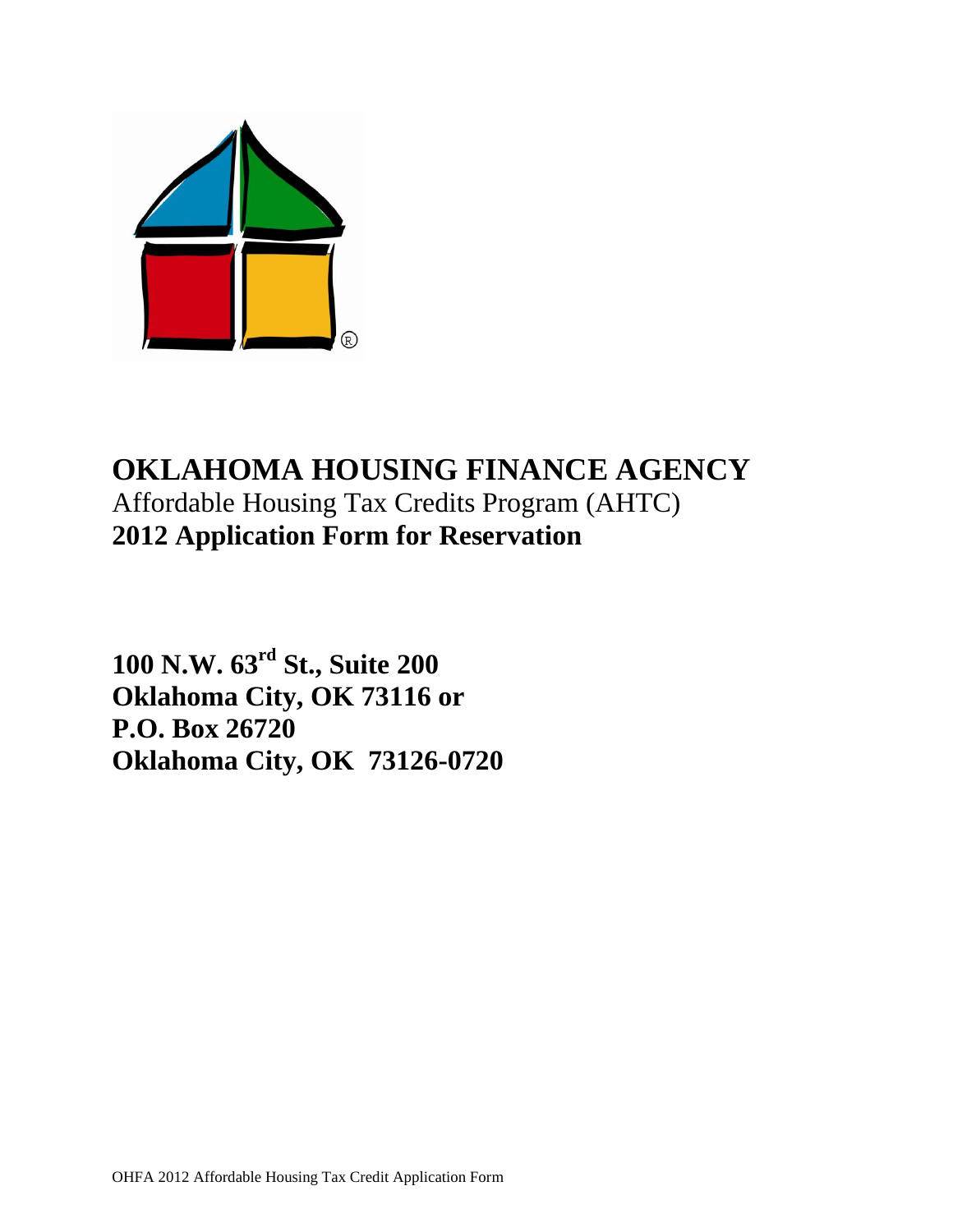# OKLAHOMA HOUSING FINANCE AGENCY

Affordable Housing Tax Credits Program (AHTC)

**2012 Application Form for Reservation**

**100 N.W. 63rd St., Suite 200**
**Oklahoma City, OK 73116 or**
**P.O. Box 26720**
**Oklahoma City, OK 73126-0720**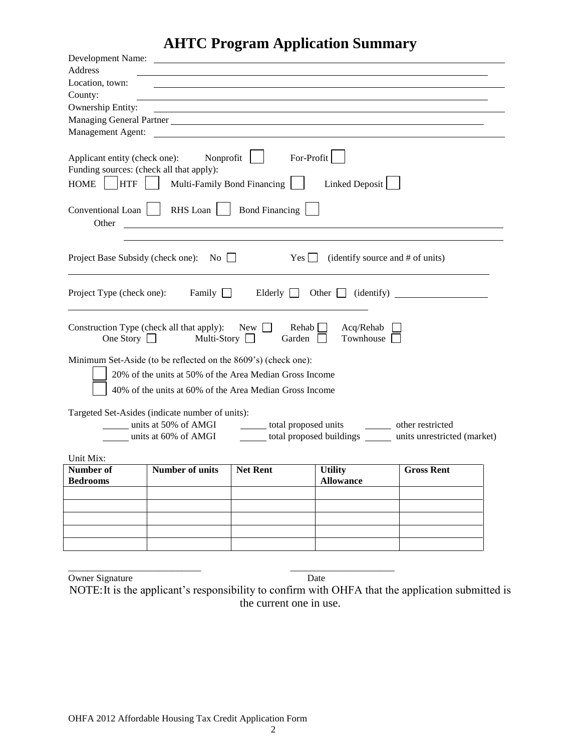# AHTC Program Application Summary

Development Name: \_\_\_\_\_\_\_\_\_\_\_\_\_\_\_\_\_\_\_\_\_\_\_\_\_\_\_\_\_\_\_\_\_\_\_\_\_\_\_\_

Address \_\_\_\_\_\_\_\_\_\_\_\_\_\_\_\_\_\_\_\_\_\_\_\_\_\_\_\_\_\_\_\_\_\_\_\_\_\_\_\_

Location, town: \_\_\_\_\_\_\_\_\_\_\_\_\_\_\_\_\_\_\_\_\_\_\_\_\_\_\_\_\_\_\_\_\_\_\_\_\_\_\_\_

County: \_\_\_\_\_\_\_\_\_\_\_\_\_\_\_\_\_\_\_\_\_\_\_\_\_\_\_\_\_\_\_\_\_\_\_\_\_\_\_\_

Ownership Entity: \_\_\_\_\_\_\_\_\_\_\_\_\_\_\_\_\_\_\_\_\_\_\_\_\_\_\_\_\_\_\_\_\_\_\_\_\_\_\_\_

Managing General Partner \_\_\_\_\_\_\_\_\_\_\_\_\_\_\_\_\_\_\_\_\_\_\_\_\_\_\_\_\_\_\_\_\_\_\_\_\_\_\_\_

Management Agent: \_\_\_\_\_\_\_\_\_\_\_\_\_\_\_\_\_\_\_\_\_\_\_\_\_\_\_\_\_\_\_\_\_\_\_\_\_\_\_\_

Applicant entity (check one): Nonprofit ☐ For-Profit ☐

Funding sources: (check all that apply):

HOME ☐ HTF ☐ Multi-Family Bond Financing ☐ Linked Deposit ☐

Conventional Loan ☐ RHS Loan ☐ Bond Financing ☐

Other \_\_\_\_\_\_\_\_\_\_\_\_\_\_\_\_\_\_\_\_\_\_\_\_\_\_\_\_\_\_\_\_\_\_\_\_\_\_\_\_

Project Base Subsidy (check one): No ☐ Yes ☐ (identify source and # of units)

\_\_\_\_\_\_\_\_\_\_\_\_\_\_\_\_\_\_\_\_\_\_\_\_\_\_\_\_\_\_\_\_\_\_\_\_\_\_\_\_

Project Type (check one): Family ☐ Elderly ☐ Other ☐ (identify) \_\_\_\_\_\_\_\_\_\_\_\_\_\_\_\_\_\_\_\_

\_\_\_\_\_\_\_\_\_\_\_\_\_\_\_\_\_\_\_\_\_\_\_\_\_\_\_\_\_\_\_\_\_\_\_\_\_\_\_\_

Construction Type (check all that apply): New ☐ Rehab ☐ Acq/Rehab ☐

One Story ☐ Multi-Story ☐ Garden ☐ Townhouse ☐

Minimum Set-Aside (to be reflected on the 8609's) (check one):

☐ 20% of the units at 50% of the Area Median Gross Income

☐ 40% of the units at 60% of the Area Median Gross Income

Targeted Set-Asides (indicate number of units):

\_\_\_\_\_\_ units at 50% of AMGI \_\_\_\_\_\_ total proposed units \_\_\_\_\_\_ other restricted

\_\_\_\_\_\_ units at 60% of AMGI \_\_\_\_\_\_ total proposed buildings \_\_\_\_\_\_ units unrestricted (market)

Unit Mix:

| **Number of Bedrooms** | **Number of units** | **Net Rent** | **Utility Allowance** | **Gross Rent** |
|---|---|---|---|---|
| | | | | |
| | | | | |
| | | | | |
| | | | | |
| | | | | |

\_\_\_\_\_\_\_\_\_\_\_\_\_\_\_\_\_\_\_\_\_\_\_\_\_\_\_ \_\_\_\_\_\_\_\_\_\_\_\_\_\_\_\_\_\_\_\_\_

Owner Signature Date

NOTE: It is the applicant's responsibility to confirm with OHFA that the application submitted is the current one in use.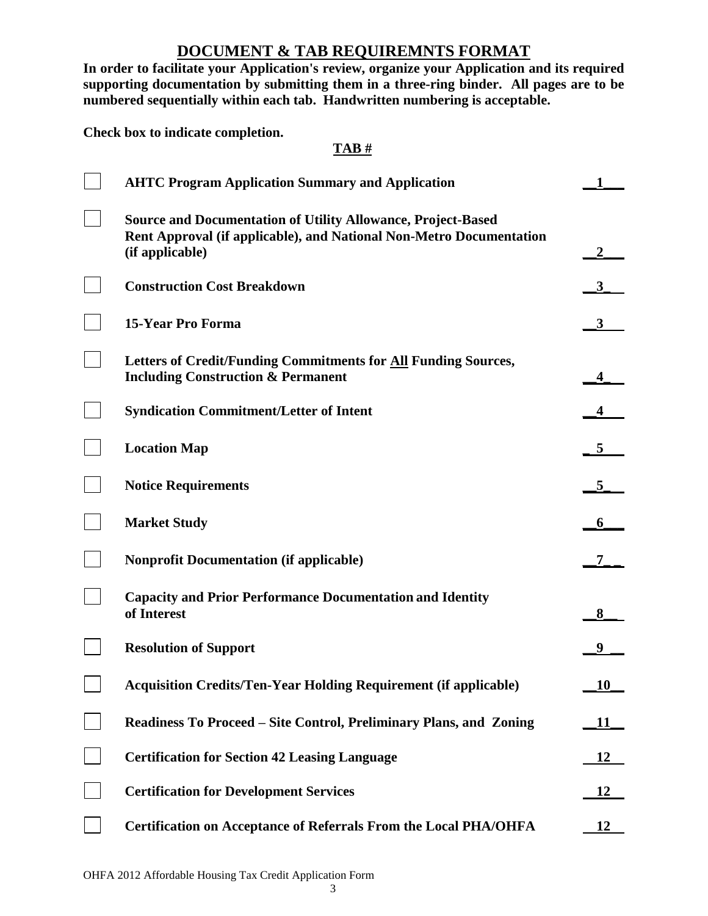## DOCUMENT & TAB REQUIREMNTS FORMAT

**In order to facilitate your Application's review, organize your Application and its required supporting documentation by submitting them in a three-ring binder. All pages are to be numbered sequentially within each tab. Handwritten numbering is acceptable.**

**Check box to indicate completion.**

| | | TAB # |
|---|---|---|
| ☐ | **AHTC Program Application Summary and Application** | **1** |
| ☐ | **Source and Documentation of Utility Allowance, Project-Based Rent Approval (if applicable), and National Non-Metro Documentation (if applicable)** | **2** |
| ☐ | **Construction Cost Breakdown** | **3** |
| ☐ | **15-Year Pro Forma** | **3** |
| ☐ | **Letters of Credit/Funding Commitments for All Funding Sources, Including Construction & Permanent** | **4** |
| ☐ | **Syndication Commitment/Letter of Intent** | **4** |
| ☐ | **Location Map** | **5** |
| ☐ | **Notice Requirements** | **5** |
| ☐ | **Market Study** | **6** |
| ☐ | **Nonprofit Documentation (if applicable)** | **7** |
| ☐ | **Capacity and Prior Performance Documentation and Identity of Interest** | **8** |
| ☐ | **Resolution of Support** | **9** |
| ☐ | **Acquisition Credits/Ten-Year Holding Requirement (if applicable)** | **10** |
| ☐ | **Readiness To Proceed – Site Control, Preliminary Plans, and Zoning** | **11** |
| ☐ | **Certification for Section 42 Leasing Language** | **12** |
| ☐ | **Certification for Development Services** | **12** |
| ☐ | **Certification on Acceptance of Referrals From the Local PHA/OHFA** | **12** |

OHFA 2012 Affordable Housing Tax Credit Application Form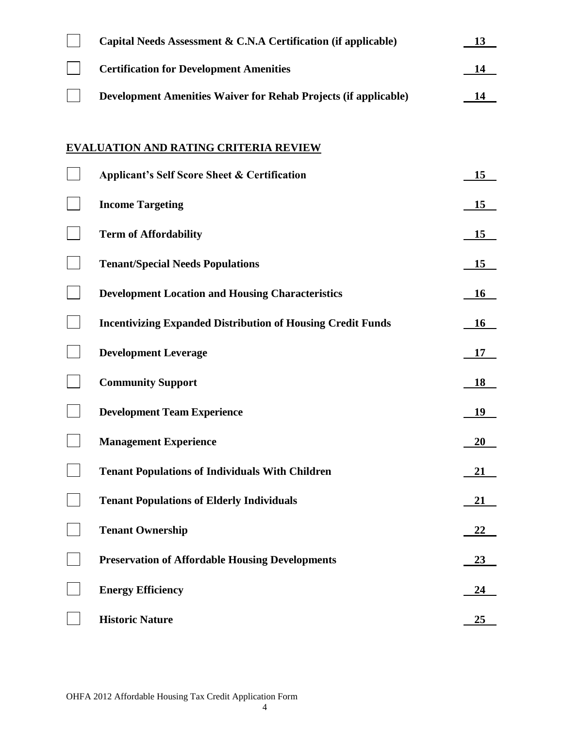| | | |
|---|---|---|
| ☐ | **Capital Needs Assessment & C.N.A Certification (if applicable)** | **13** |
| ☐ | **Certification for Development Amenities** | **14** |
| ☐ | **Development Amenities Waiver for Rehab Projects (if applicable)** | **14** |

## EVALUATION AND RATING CRITERIA REVIEW

| | | |
|---|---|---|
| ☐ | **Applicant's Self Score Sheet & Certification** | **15** |
| ☐ | **Income Targeting** | **15** |
| ☐ | **Term of Affordability** | **15** |
| ☐ | **Tenant/Special Needs Populations** | **15** |
| ☐ | **Development Location and Housing Characteristics** | **16** |
| ☐ | **Incentivizing Expanded Distribution of Housing Credit Funds** | **16** |
| ☐ | **Development Leverage** | **17** |
| ☐ | **Community Support** | **18** |
| ☐ | **Development Team Experience** | **19** |
| ☐ | **Management Experience** | **20** |
| ☐ | **Tenant Populations of Individuals With Children** | **21** |
| ☐ | **Tenant Populations of Elderly Individuals** | **21** |
| ☐ | **Tenant Ownership** | **22** |
| ☐ | **Preservation of Affordable Housing Developments** | **23** |
| ☐ | **Energy Efficiency** | **24** |
| ☐ | **Historic Nature** | **25** |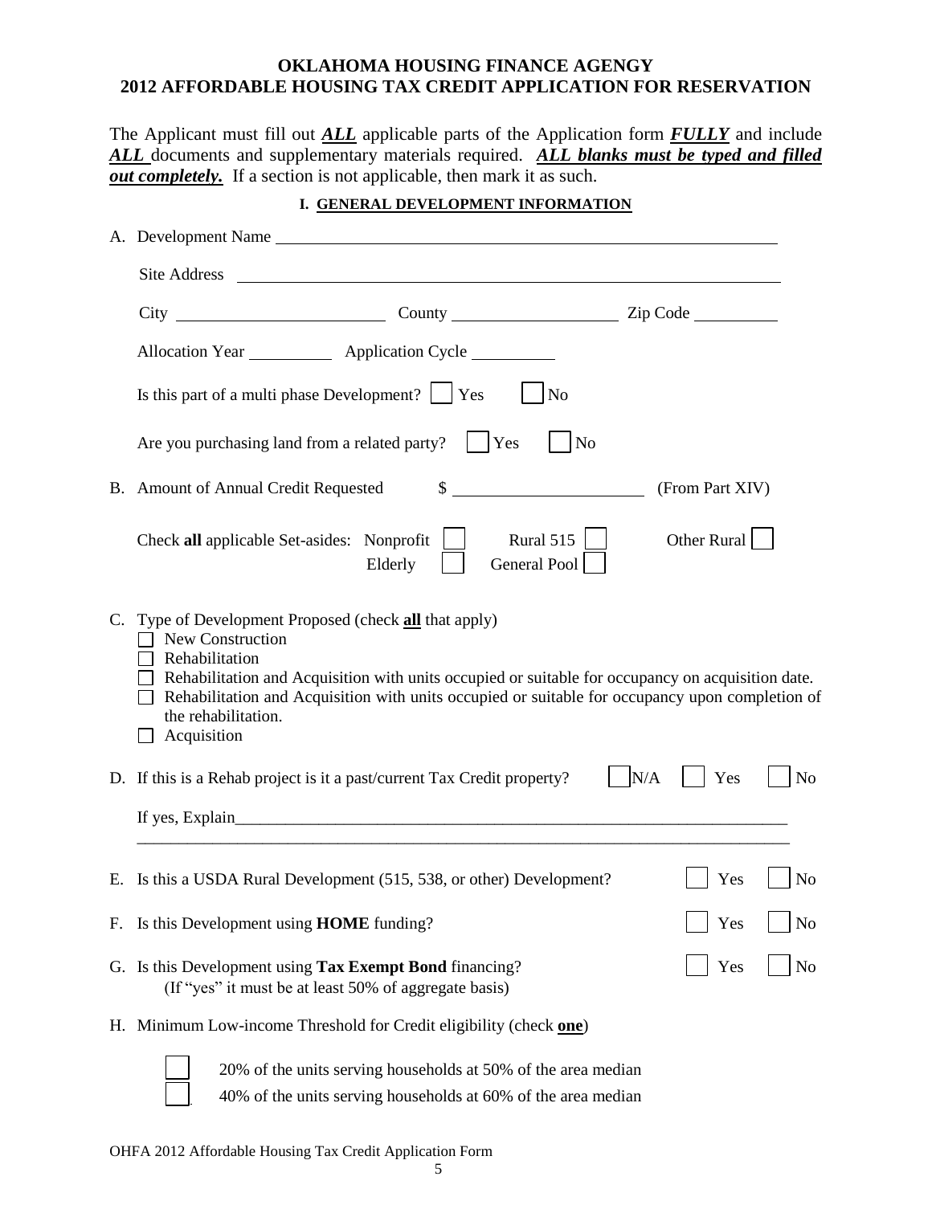# OKLAHOMA HOUSING FINANCE AGENGY
# 2012 AFFORDABLE HOUSING TAX CREDIT APPLICATION FOR RESERVATION

The Applicant must fill out ***ALL*** applicable parts of the Application form ***FULLY*** and include ***ALL*** documents and supplementary materials required. ***ALL blanks must be typed and filled out completely.*** If a section is not applicable, then mark it as such.

## I. GENERAL DEVELOPMENT INFORMATION

A. Development Name ______________________________

Site Address ______________________________

City ______________ County ______________ Zip Code __________

Allocation Year __________ Application Cycle __________

Is this part of a multi phase Development? ☐ Yes ☐ No

Are you purchasing land from a related party? ☐ Yes ☐ No

B. Amount of Annual Credit Requested $ ______________ (From Part XIV)

Check **all** applicable Set-asides: Nonprofit ☐ Rural 515 ☐ Other Rural ☐ Elderly ☐ General Pool ☐

C. Type of Development Proposed (check **all** that apply)

- ☐ New Construction
- ☐ Rehabilitation
- ☐ Rehabilitation and Acquisition with units occupied or suitable for occupancy on acquisition date.
- ☐ Rehabilitation and Acquisition with units occupied or suitable for occupancy upon completion of the rehabilitation.
- ☐ Acquisition

D. If this is a Rehab project is it a past/current Tax Credit property? ☐ N/A ☐ Yes ☐ No

If yes, Explain______________________________

______________________________

E. Is this a USDA Rural Development (515, 538, or other) Development? ☐ Yes ☐ No

F. Is this Development using **HOME** funding? ☐ Yes ☐ No

G. Is this Development using **Tax Exempt Bond** financing? ☐ Yes ☐ No
(If "yes" it must be at least 50% of aggregate basis)

H. Minimum Low-income Threshold for Credit eligibility (check **one**)

☐ 20% of the units serving households at 50% of the area median

☐ 40% of the units serving households at 60% of the area median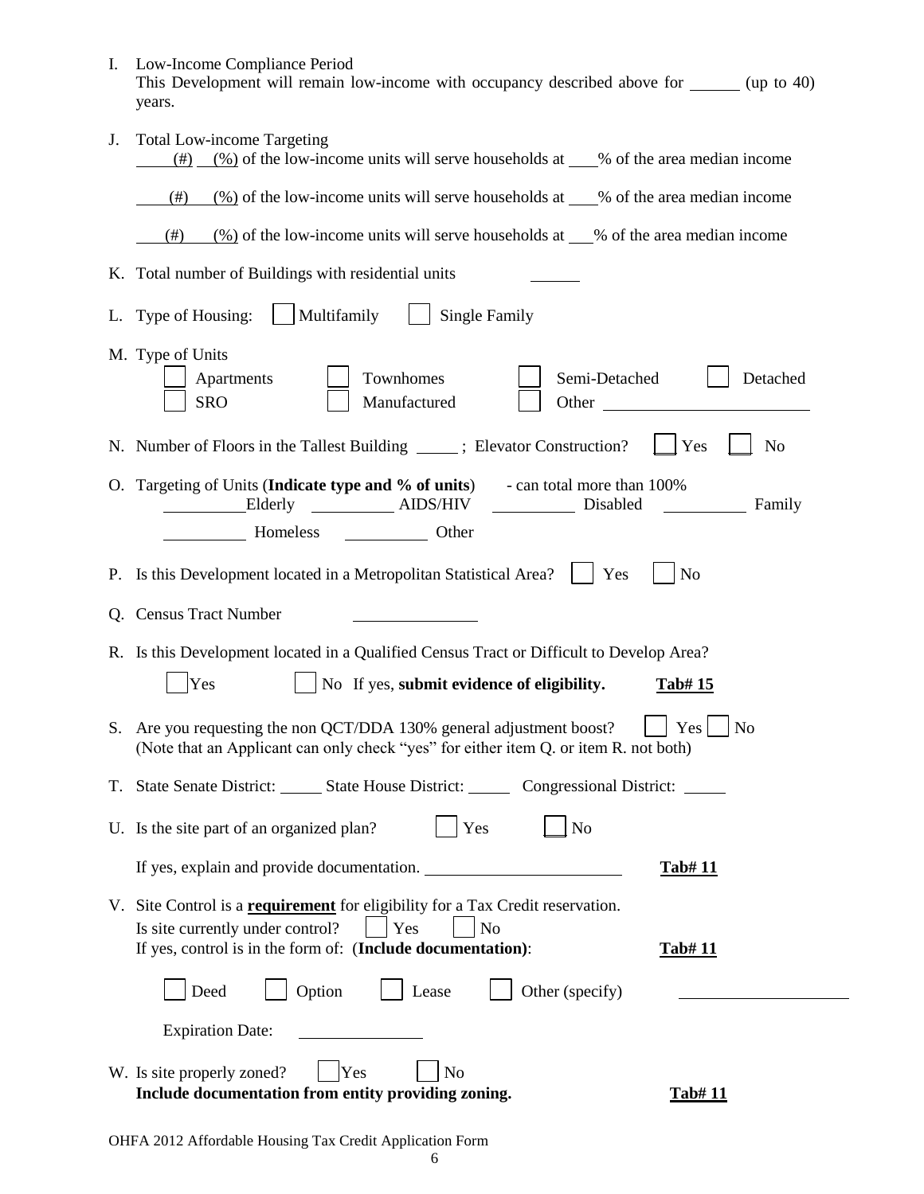I. Low-Income Compliance Period
This Development will remain low-income with occupancy described above for ______ (up to 40) years.

J. Total Low-income Targeting
____(#) __(%) of the low-income units will serve households at ___% of the area median income

____(#) ___(%) of the low-income units will serve households at ___% of the area median income

____(#) ___(%) of the low-income units will serve households at ___% of the area median income

K. Total number of Buildings with residential units ______

L. Type of Housing: ☐ Multifamily ☐ Single Family

M. Type of Units
☐ Apartments ☐ Townhomes ☐ Semi-Detached ☐ Detached
☐ SRO ☐ Manufactured ☐ Other ________________________

N. Number of Floors in the Tallest Building _____ ; Elevator Construction? ☐ Yes ☐ No

O. Targeting of Units (**Indicate type and % of units**) - can total more than 100%
__________Elderly __________ AIDS/HIV __________ Disabled __________ Family
__________ Homeless __________ Other

P. Is this Development located in a Metropolitan Statistical Area? ☐ Yes ☐ No

Q. Census Tract Number ______________

R. Is this Development located in a Qualified Census Tract or Difficult to Develop Area?
☐ Yes ☐ No If yes, **submit evidence of eligibility.** **Tab# 15**

S. Are you requesting the non QCT/DDA 130% general adjustment boost? ☐ Yes ☐ No
(Note that an Applicant can only check "yes" for either item Q. or item R. not both)

T. State Senate District: _____ State House District: _____ Congressional District: _____

U. Is the site part of an organized plan? ☐ Yes ☐ No

If yes, explain and provide documentation. ________________________ **Tab# 11**

V. Site Control is a **requirement** for eligibility for a Tax Credit reservation.
Is site currently under control? ☐ Yes ☐ No
If yes, control is in the form of: (**Include documentation**): **Tab# 11**

☐ Deed ☐ Option ☐ Lease ☐ Other (specify) ____________________

Expiration Date: ______________

W. Is site properly zoned? ☐ Yes ☐ No
**Include documentation from entity providing zoning.** **Tab# 11**

OHFA 2012 Affordable Housing Tax Credit Application Form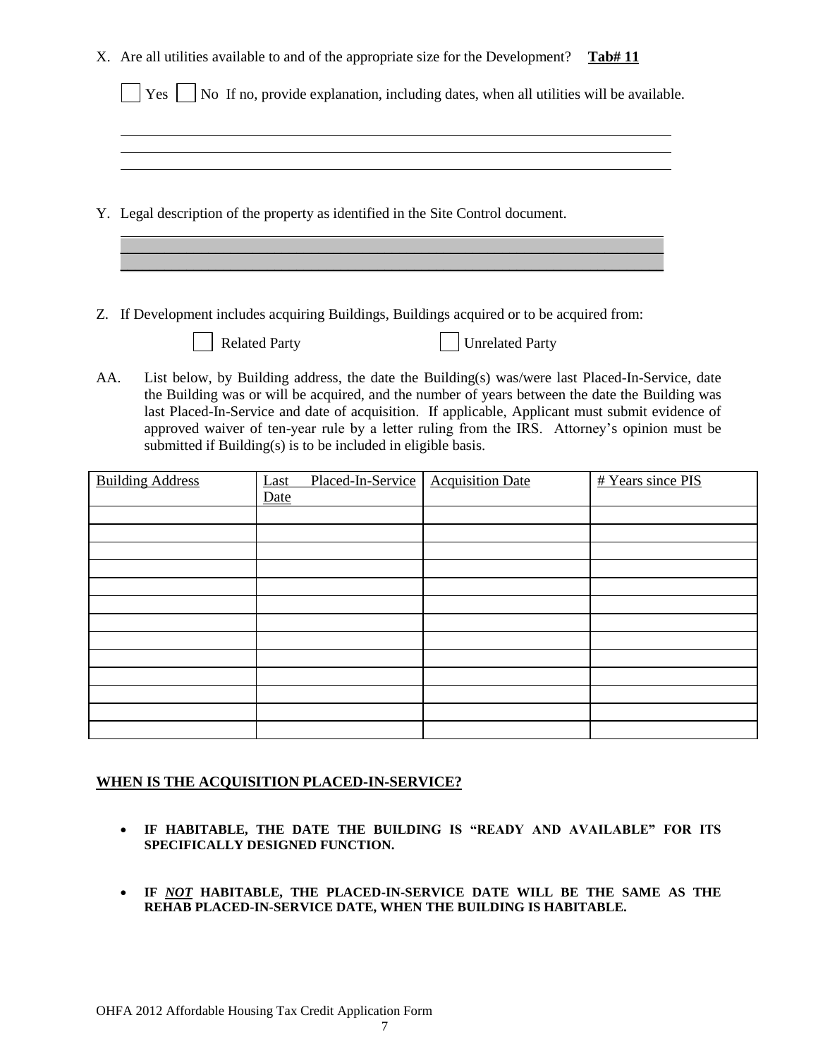X. Are all utilities available to and of the appropriate size for the Development? **Tab# 11**

☐ Yes ☐ No If no, provide explanation, including dates, when all utilities will be available.

Y. Legal description of the property as identified in the Site Control document.

Z. If Development includes acquiring Buildings, Buildings acquired or to be acquired from:

☐ Related Party ☐ Unrelated Party

AA. List below, by Building address, the date the Building(s) was/were last Placed-In-Service, date the Building was or will be acquired, and the number of years between the date the Building was last Placed-In-Service and date of acquisition. If applicable, Applicant must submit evidence of approved waiver of ten-year rule by a letter ruling from the IRS. Attorney's opinion must be submitted if Building(s) is to be included in eligible basis.

| Building Address | Last Placed-In-Service Date | Acquisition Date | # Years since PIS |
|---|---|---|---|
| | | | |
| | | | |
| | | | |
| | | | |
| | | | |
| | | | |
| | | | |
| | | | |
| | | | |
| | | | |
| | | | |
| | | | |
| | | | |

**WHEN IS THE ACQUISITION PLACED-IN-SERVICE?**

- **IF HABITABLE, THE DATE THE BUILDING IS "READY AND AVAILABLE" FOR ITS SPECIFICALLY DESIGNED FUNCTION.**

- **IF *NOT* HABITABLE, THE PLACED-IN-SERVICE DATE WILL BE THE SAME AS THE REHAB PLACED-IN-SERVICE DATE, WHEN THE BUILDING IS HABITABLE.**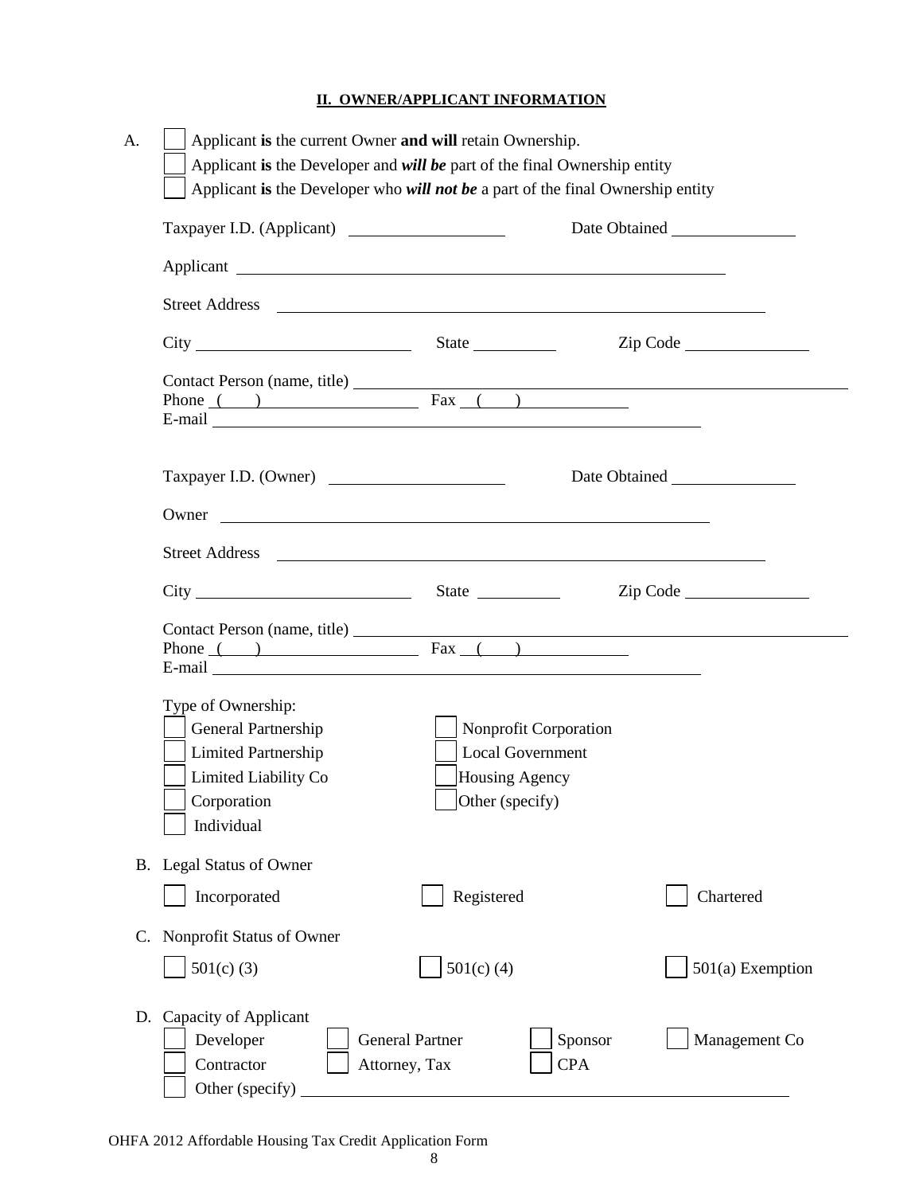## II. OWNER/APPLICANT INFORMATION

A. ☐ Applicant **is** the current Owner **and will** retain Ownership.
☐ Applicant **is** the Developer and ***will be*** part of the final Ownership entity
☐ Applicant **is** the Developer who ***will not be*** a part of the final Ownership entity

Taxpayer I.D. (Applicant) ____________ Date Obtained ____________

Applicant ______________________________

Street Address ______________________________

City ____________ State ________ Zip Code ____________

Contact Person (name, title) ______________________________
Phone ( ) ____________ Fax ( ) ____________
E-mail ______________________________

Taxpayer I.D. (Owner) ____________ Date Obtained ____________

Owner ______________________________

Street Address ______________________________

City ____________ State ________ Zip Code ____________

Contact Person (name, title) ______________________________
Phone ( ) ____________ Fax ( ) ____________
E-mail ______________________________

Type of Ownership:

☐ General Partnership
☐ Limited Partnership
☐ Limited Liability Co
☐ Corporation
☐ Individual
☐ Nonprofit Corporation
☐ Local Government
☐ Housing Agency
☐ Other (specify)

B. Legal Status of Owner

☐ Incorporated ☐ Registered ☐ Chartered

C. Nonprofit Status of Owner

☐ 501(c) (3) ☐ 501(c) (4) ☐ 501(a) Exemption

D. Capacity of Applicant

☐ Developer ☐ General Partner ☐ Sponsor ☐ Management Co
☐ Contractor ☐ Attorney, Tax ☐ CPA
☐ Other (specify) ______________________________

OHFA 2012 Affordable Housing Tax Credit Application Form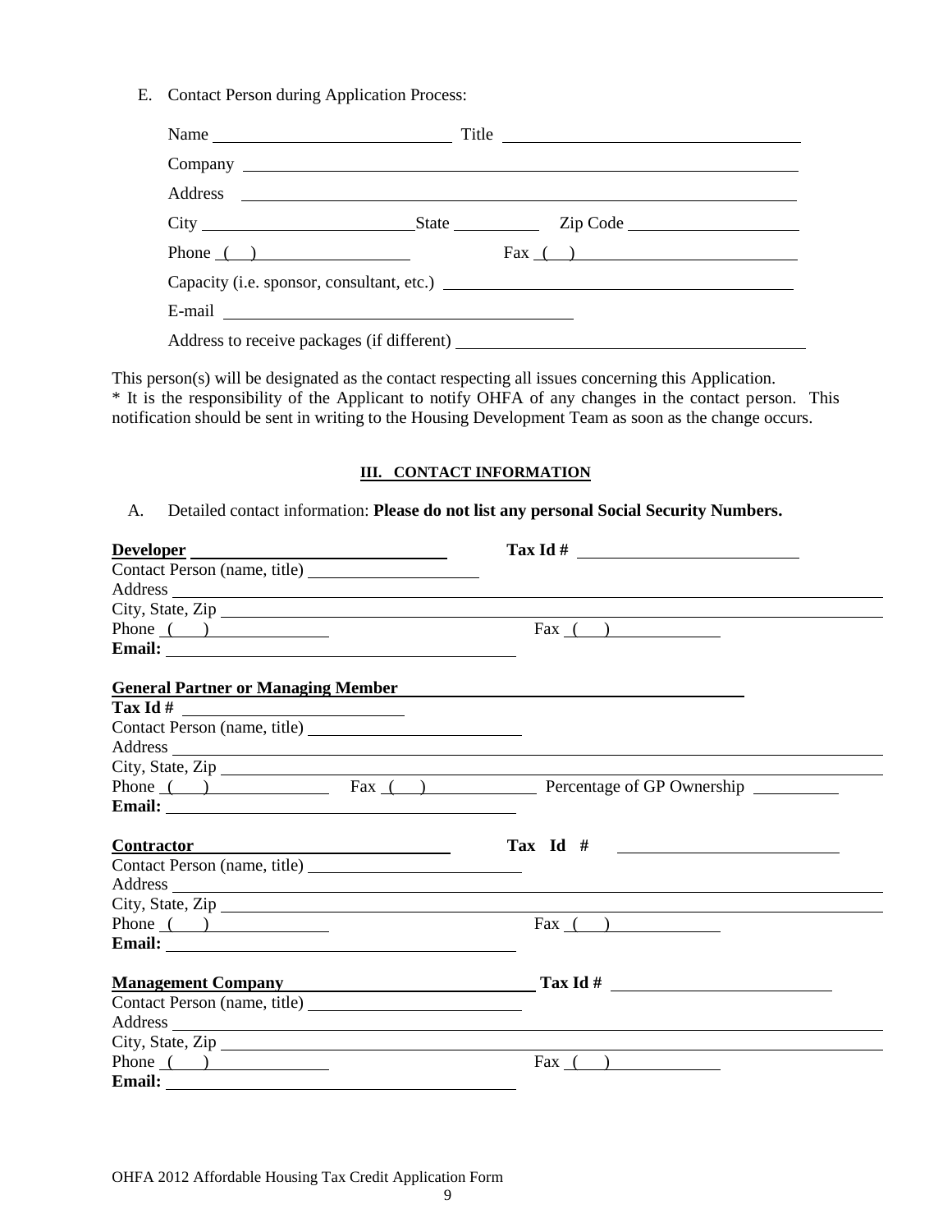E. Contact Person during Application Process:

Name ______________________ Title ______________________________

Company ______________________________________________________

Address ______________________________________________________

City ____________________ State __________ Zip Code ________________

Phone ( ) ________________ Fax ( ) ______________________

Capacity (i.e. sponsor, consultant, etc.) ______________________________

E-mail ________________________________

Address to receive packages (if different) ______________________________

This person(s) will be designated as the contact respecting all issues concerning this Application.
* It is the responsibility of the Applicant to notify OHFA of any changes in the contact person. This notification should be sent in writing to the Housing Development Team as soon as the change occurs.

## III. CONTACT INFORMATION

A. Detailed contact information: **Please do not list any personal Social Security Numbers.**

**Developer** ______________________ **Tax Id #** ______________________

Contact Person (name, title) ____________________

Address ______________________________________________________

City, State, Zip ______________________________________________________

Phone ( ) ______________ Fax ( ) ______________

**Email:** ________________________________

**General Partner or Managing Member** ______________________________

**Tax Id #** ______________________

Contact Person (name, title) ____________________

Address ______________________________________________________

City, State, Zip ______________________________________________________

Phone ( ) ______________ Fax ( ) ______________ Percentage of GP Ownership __________

**Email:** ________________________________

**Contractor** ______________________ **Tax Id #** ______________________

Contact Person (name, title) ____________________

Address ______________________________________________________

City, State, Zip ______________________________________________________

Phone ( ) ______________ Fax ( ) ______________

**Email:** ________________________________

**Management Company** ______________________ **Tax Id #** ______________________

Contact Person (name, title) ____________________

Address ______________________________________________________

City, State, Zip ______________________________________________________

Phone ( ) ______________ Fax ( ) ______________

**Email:** ________________________________

OHFA 2012 Affordable Housing Tax Credit Application Form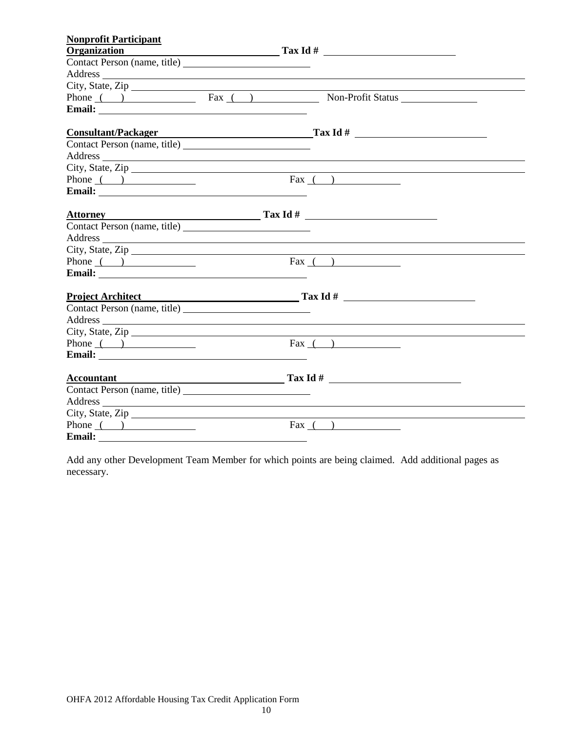**Nonprofit Participant**

**Organization** ______________________________ **Tax Id #** ___________________________

Contact Person (name, title) __________________________

Address ________________________________________________________________________________

City, State, Zip _________________________________________________________________________

Phone ( ) ________________ Fax ( ) ________________ Non-Profit Status ________________

**Email:** ______________________________________

**Consultant/Packager** ______________________________ **Tax Id #** ___________________________

Contact Person (name, title) __________________________

Address ________________________________________________________________________________

City, State, Zip _________________________________________________________________________

Phone ( ) ________________ Fax ( ) ________________

**Email:** ______________________________________

**Attorney** ______________________________ **Tax Id #** ___________________________

Contact Person (name, title) __________________________

Address ________________________________________________________________________________

City, State, Zip _________________________________________________________________________

Phone ( ) ________________ Fax ( ) ________________

**Email:** ______________________________________

**Project Architect** ______________________________ **Tax Id #** ___________________________

Contact Person (name, title) __________________________

Address ________________________________________________________________________________

City, State, Zip _________________________________________________________________________

Phone ( ) ________________ Fax ( ) ________________

**Email:** ______________________________________

**Accountant** ______________________________ **Tax Id #** ___________________________

Contact Person (name, title) __________________________

Address ________________________________________________________________________________

City, State, Zip _________________________________________________________________________

Phone ( ) ________________ Fax ( ) ________________

**Email:** ______________________________________

Add any other Development Team Member for which points are being claimed. Add additional pages as necessary.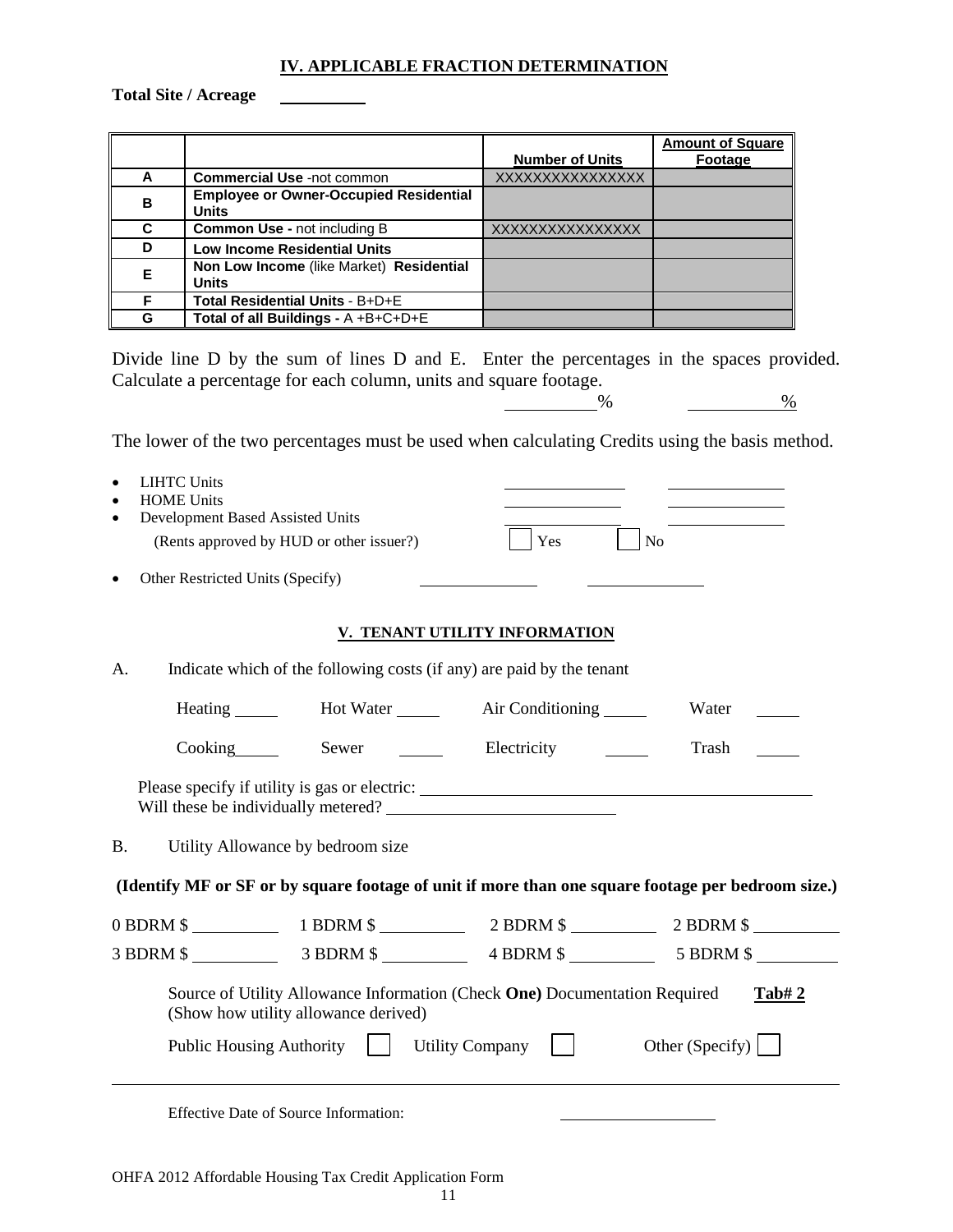## IV. APPLICABLE FRACTION DETERMINATION

**Total Site / Acreage** \_\_\_\_\_\_\_\_\_\_

| | | Number of Units | Amount of Square Footage |
|---|---|---|---|
| **A** | **Commercial Use** -not common | XXXXXXXXXXXXXXX | |
| **B** | **Employee or Owner-Occupied Residential Units** | | |
| **C** | **Common Use -** not including B | XXXXXXXXXXXXXXX | |
| **D** | **Low Income Residential Units** | | |
| **E** | **Non Low Income** (like Market) **Residential Units** | | |
| **F** | **Total Residential Units** - B+D+E | | |
| **G** | **Total of all Buildings -** A +B+C+D+E | | |

Divide line D by the sum of lines D and E. Enter the percentages in the spaces provided. Calculate a percentage for each column, units and square footage.

\_\_\_\_\_\_\_\_\_\_% \_\_\_\_\_\_\_\_\_\_%

The lower of the two percentages must be used when calculating Credits using the basis method.

- LIHTC Units \_\_\_\_\_\_\_\_\_\_ \_\_\_\_\_\_\_\_\_\_
- HOME Units \_\_\_\_\_\_\_\_\_\_ \_\_\_\_\_\_\_\_\_\_
- Development Based Assisted Units \_\_\_\_\_\_\_\_\_\_ \_\_\_\_\_\_\_\_\_\_
  (Rents approved by HUD or other issuer?) ☐ Yes ☐ No
- Other Restricted Units (Specify) \_\_\_\_\_\_\_\_\_\_ \_\_\_\_\_\_\_\_\_\_

## V. TENANT UTILITY INFORMATION

A. Indicate which of the following costs (if any) are paid by the tenant

Heating \_\_\_\_\_ Hot Water \_\_\_\_\_ Air Conditioning \_\_\_\_\_ Water \_\_\_\_\_

Cooking \_\_\_\_\_ Sewer \_\_\_\_\_ Electricity \_\_\_\_\_ Trash \_\_\_\_\_

Please specify if utility is gas or electric: \_\_\_\_\_\_\_\_\_\_\_\_\_\_\_\_\_\_\_\_
Will these be individually metered? \_\_\_\_\_\_\_\_\_\_\_\_\_\_\_\_\_\_\_\_

B. Utility Allowance by bedroom size

**(Identify MF or SF or by square footage of unit if more than one square footage per bedroom size.)**

0 BDRM $ \_\_\_\_\_\_\_\_\_\_ 1 BDRM $ \_\_\_\_\_\_\_\_\_\_ 2 BDRM $ \_\_\_\_\_\_\_\_\_\_ 2 BDRM $ \_\_\_\_\_\_\_\_\_\_

3 BDRM $ \_\_\_\_\_\_\_\_\_\_ 3 BDRM $ \_\_\_\_\_\_\_\_\_\_ 4 BDRM $ \_\_\_\_\_\_\_\_\_\_ 5 BDRM $ \_\_\_\_\_\_\_\_\_\_

Source of Utility Allowance Information (Check **One**) Documentation Required **Tab# 2**
(Show how utility allowance derived)

Public Housing Authority ☐ Utility Company ☐ Other (Specify) ☐

---

Effective Date of Source Information: \_\_\_\_\_\_\_\_\_\_\_\_\_\_\_\_\_\_\_\_

OHFA 2012 Affordable Housing Tax Credit Application Form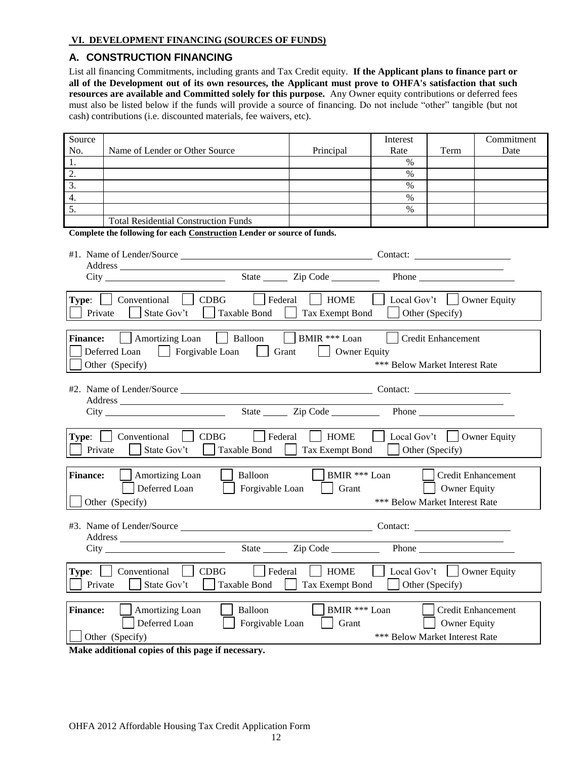**VI. DEVELOPMENT FINANCING (SOURCES OF FUNDS)**

## A. CONSTRUCTION FINANCING

List all financing Commitments, including grants and Tax Credit equity. **If the Applicant plans to finance part or all of the Development out of its own resources, the Applicant must prove to OHFA's satisfaction that such resources are available and Committed solely for this purpose.** Any Owner equity contributions or deferred fees must also be listed below if the funds will provide a source of financing. Do not include "other" tangible (but not cash) contributions (i.e. discounted materials, fee waivers, etc).

| Source No. | Name of Lender or Other Source | Principal | Interest Rate | Term | Commitment Date |
|---|---|---|---|---|---|
| 1. | | | % | | |
| 2. | | | % | | |
| 3. | | | % | | |
| 4. | | | % | | |
| 5. | | | % | | |
| | Total Residential Construction Funds | | | | |

**Complete the following for each Construction Lender or source of funds.**

#1. Name of Lender/Source ____________________ Contact: ____________________
Address ____________________
City ____________________ State ______ Zip Code __________ Phone ____________________

**Type**: ☐ Conventional ☐ CDBG ☐ Federal ☐ HOME ☐ Local Gov't ☐ Owner Equity
☐ Private ☐ State Gov't ☐ Taxable Bond ☐ Tax Exempt Bond ☐ Other (Specify)

**Finance:** ☐ Amortizing Loan ☐ Balloon ☐ BMIR *** Loan ☐ Credit Enhancement
☐ Deferred Loan ☐ Forgivable Loan ☐ Grant ☐ Owner Equity
☐ Other (Specify) *** Below Market Interest Rate

#2. Name of Lender/Source ____________________ Contact: ____________________
Address ____________________
City ____________________ State ______ Zip Code __________ Phone ____________________

**Type**: ☐ Conventional ☐ CDBG ☐ Federal ☐ HOME ☐ Local Gov't ☐ Owner Equity
☐ Private ☐ State Gov't ☐ Taxable Bond ☐ Tax Exempt Bond ☐ Other (Specify)

**Finance:** ☐ Amortizing Loan ☐ Balloon ☐ BMIR *** Loan ☐ Credit Enhancement
☐ Deferred Loan ☐ Forgivable Loan ☐ Grant ☐ Owner Equity
☐ Other (Specify) *** Below Market Interest Rate

#3. Name of Lender/Source ____________________ Contact: ____________________
Address ____________________
City ____________________ State ______ Zip Code __________ Phone ____________________

**Type**: ☐ Conventional ☐ CDBG ☐ Federal ☐ HOME ☐ Local Gov't ☐ Owner Equity
☐ Private ☐ State Gov't ☐ Taxable Bond ☐ Tax Exempt Bond ☐ Other (Specify)

**Finance:** ☐ Amortizing Loan ☐ Balloon ☐ BMIR *** Loan ☐ Credit Enhancement
☐ Deferred Loan ☐ Forgivable Loan ☐ Grant ☐ Owner Equity
☐ Other (Specify) *** Below Market Interest Rate

**Make additional copies of this page if necessary.**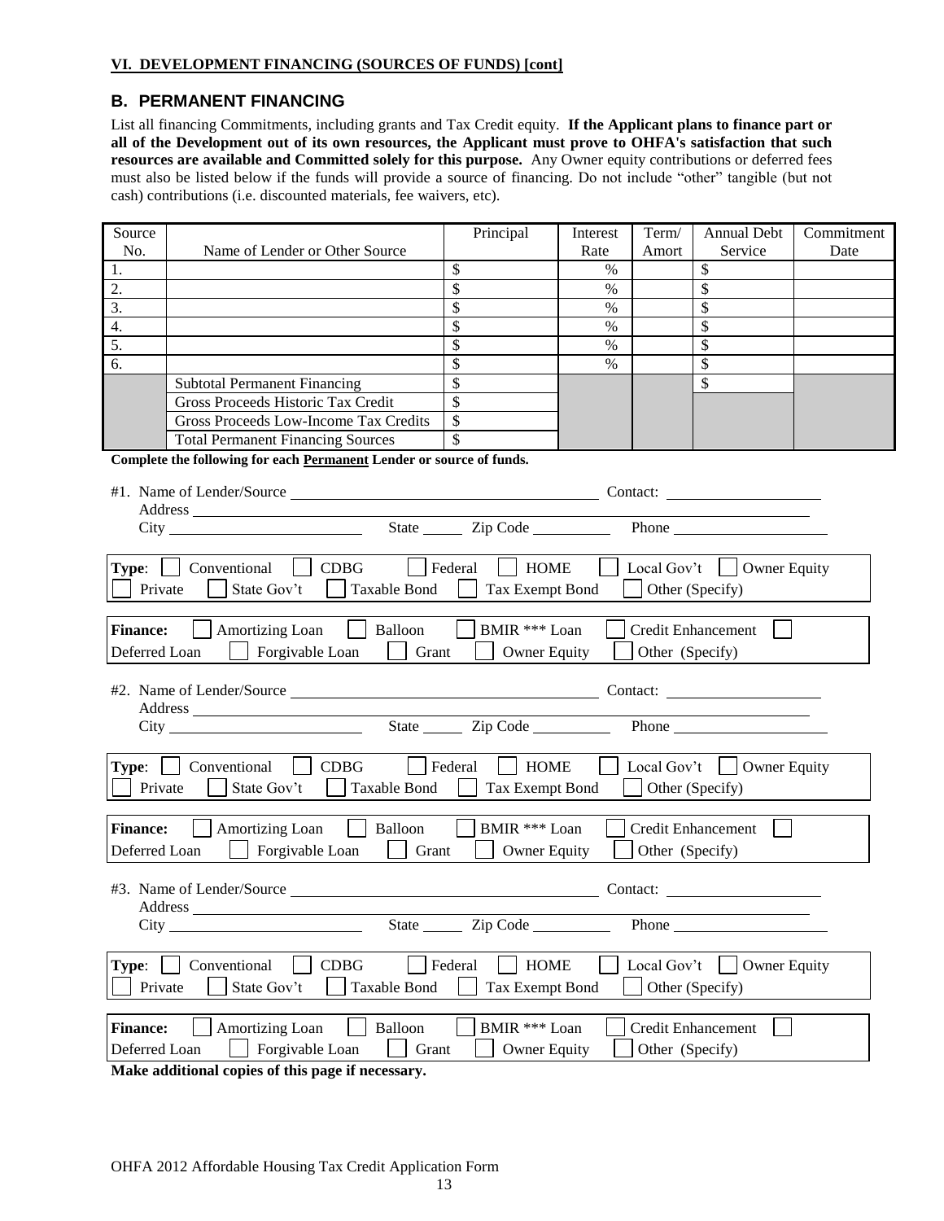**VI. DEVELOPMENT FINANCING (SOURCES OF FUNDS) [cont]**

## B. PERMANENT FINANCING

List all financing Commitments, including grants and Tax Credit equity. **If the Applicant plans to finance part or all of the Development out of its own resources, the Applicant must prove to OHFA's satisfaction that such resources are available and Committed solely for this purpose.** Any Owner equity contributions or deferred fees must also be listed below if the funds will provide a source of financing. Do not include "other" tangible (but not cash) contributions (i.e. discounted materials, fee waivers, etc).

| Source No. | Name of Lender or Other Source | Principal | Interest Rate | Term/ Amort | Annual Debt Service | Commitment Date |
|---|---|---|---|---|---|---|
| 1. | | $ | % | | $ | |
| 2. | | $ | % | | $ | |
| 3. | | $ | % | | $ | |
| 4. | | $ | % | | $ | |
| 5. | | $ | % | | $ | |
| 6. | | $ | % | | $ | |
| | Subtotal Permanent Financing | $ | | | $ | |
| | Gross Proceeds Historic Tax Credit | $ | | | | |
| | Gross Proceeds Low-Income Tax Credits | $ | | | | |
| | Total Permanent Financing Sources | $ | | | | |

**Complete the following for each Permanent Lender or source of funds.**

#1. Name of Lender/Source ______________________ Contact: ______________
Address ______________________________________________
City ______________ State _____ Zip Code _________ Phone ______________

**Type**: ☐ Conventional ☐ CDBG ☐ Federal ☐ HOME ☐ Local Gov't ☐ Owner Equity ☐ Private ☐ State Gov't ☐ Taxable Bond ☐ Tax Exempt Bond ☐ Other (Specify)

**Finance:** ☐ Amortizing Loan ☐ Balloon ☐ BMIR *** Loan ☐ Credit Enhancement ☐ Deferred Loan ☐ Forgivable Loan ☐ Grant ☐ Owner Equity ☐ Other (Specify)

#2. Name of Lender/Source ______________________ Contact: ______________
Address ______________________________________________
City ______________ State _____ Zip Code _________ Phone ______________

**Type**: ☐ Conventional ☐ CDBG ☐ Federal ☐ HOME ☐ Local Gov't ☐ Owner Equity ☐ Private ☐ State Gov't ☐ Taxable Bond ☐ Tax Exempt Bond ☐ Other (Specify)

**Finance:** ☐ Amortizing Loan ☐ Balloon ☐ BMIR *** Loan ☐ Credit Enhancement ☐ Deferred Loan ☐ Forgivable Loan ☐ Grant ☐ Owner Equity ☐ Other (Specify)

#3. Name of Lender/Source ______________________ Contact: ______________
Address ______________________________________________
City ______________ State _____ Zip Code _________ Phone ______________

**Type**: ☐ Conventional ☐ CDBG ☐ Federal ☐ HOME ☐ Local Gov't ☐ Owner Equity ☐ Private ☐ State Gov't ☐ Taxable Bond ☐ Tax Exempt Bond ☐ Other (Specify)

**Finance:** ☐ Amortizing Loan ☐ Balloon ☐ BMIR *** Loan ☐ Credit Enhancement ☐ Deferred Loan ☐ Forgivable Loan ☐ Grant ☐ Owner Equity ☐ Other (Specify)

**Make additional copies of this page if necessary.**

OHFA 2012 Affordable Housing Tax Credit Application Form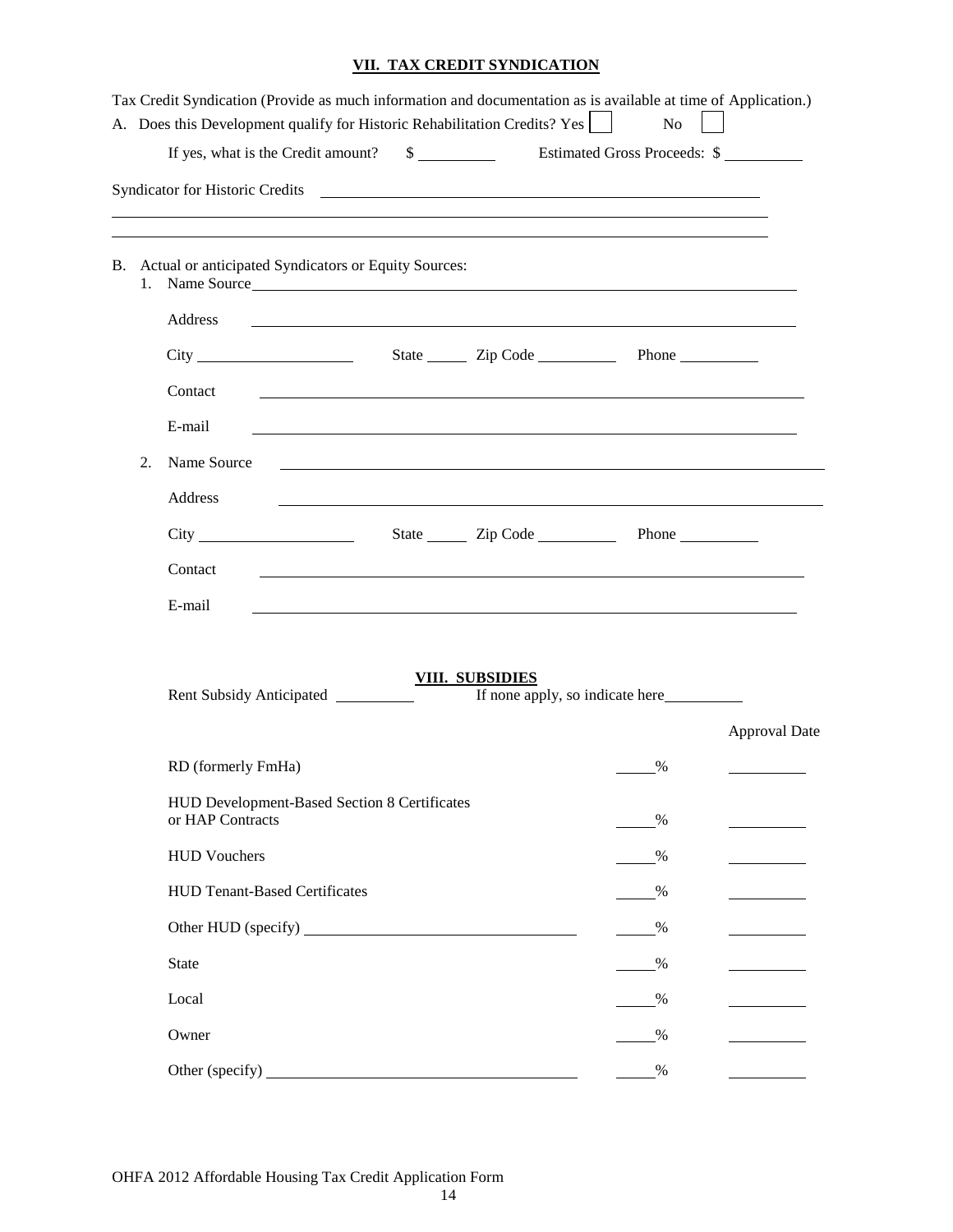## VII. TAX CREDIT SYNDICATION

Tax Credit Syndication (Provide as much information and documentation as is available at time of Application.)

A. Does this Development qualify for Historic Rehabilitation Credits? Yes ☐ No ☐

If yes, what is the Credit amount? $ __________ Estimated Gross Proceeds: $ __________

Syndicator for Historic Credits ____________________________________________

B. Actual or anticipated Syndicators or Equity Sources:

1. Name Source ____________________________________________

   Address ____________________________________________

   City ____________________ State ______ Zip Code __________ Phone __________

   Contact ____________________________________________

   E-mail ____________________________________________

2. Name Source ____________________________________________

   Address ____________________________________________

   City ____________________ State ______ Zip Code __________ Phone __________

   Contact ____________________________________________

   E-mail ____________________________________________

## VIII. SUBSIDIES

Rent Subsidy Anticipated __________ If none apply, so indicate here __________

| | | Approval Date |
|---|---|---|
| RD (formerly FmHa) | _____% | __________ |
| HUD Development-Based Section 8 Certificates or HAP Contracts | _____% | __________ |
| HUD Vouchers | _____% | __________ |
| HUD Tenant-Based Certificates | _____% | __________ |
| Other HUD (specify) ____________________ | _____% | __________ |
| State | _____% | __________ |
| Local | _____% | __________ |
| Owner | _____% | __________ |
| Other (specify) ____________________ | _____% | __________ |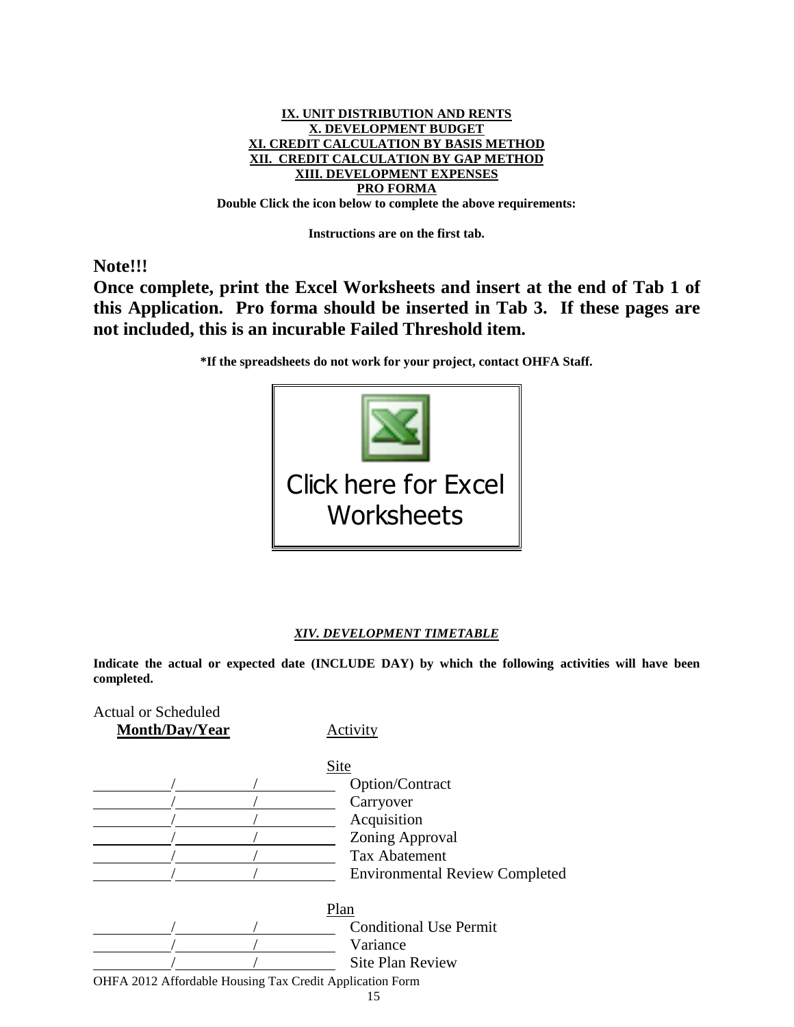**IX. UNIT DISTRIBUTION AND RENTS**
**X. DEVELOPMENT BUDGET**
**XI. CREDIT CALCULATION BY BASIS METHOD**
**XII. CREDIT CALCULATION BY GAP METHOD**
**XIII. DEVELOPMENT EXPENSES**
**PRO FORMA**

**Double Click the icon below to complete the above requirements:**

**Instructions are on the first tab.**

**Note!!!**

**Once complete, print the Excel Worksheets and insert at the end of Tab 1 of this Application. Pro forma should be inserted in Tab 3. If these pages are not included, this is an incurable Failed Threshold item.**

**\*If the spreadsheets do not work for your project, contact OHFA Staff.**

Click here for Excel Worksheets

***XIV. DEVELOPMENT TIMETABLE***

**Indicate the actual or expected date (INCLUDE DAY) by which the following activities will have been completed.**

| Actual or Scheduled **Month/Day/Year** | Activity |
|---|---|
| | Site |
| ____/____/____ | Option/Contract |
| ____/____/____ | Carryover |
| ____/____/____ | Acquisition |
| ____/____/____ | Zoning Approval |
| ____/____/____ | Tax Abatement |
| ____/____/____ | Environmental Review Completed |
| | Plan |
| ____/____/____ | Conditional Use Permit |
| ____/____/____ | Variance |
| ____/____/____ | Site Plan Review |

OHFA 2012 Affordable Housing Tax Credit Application Form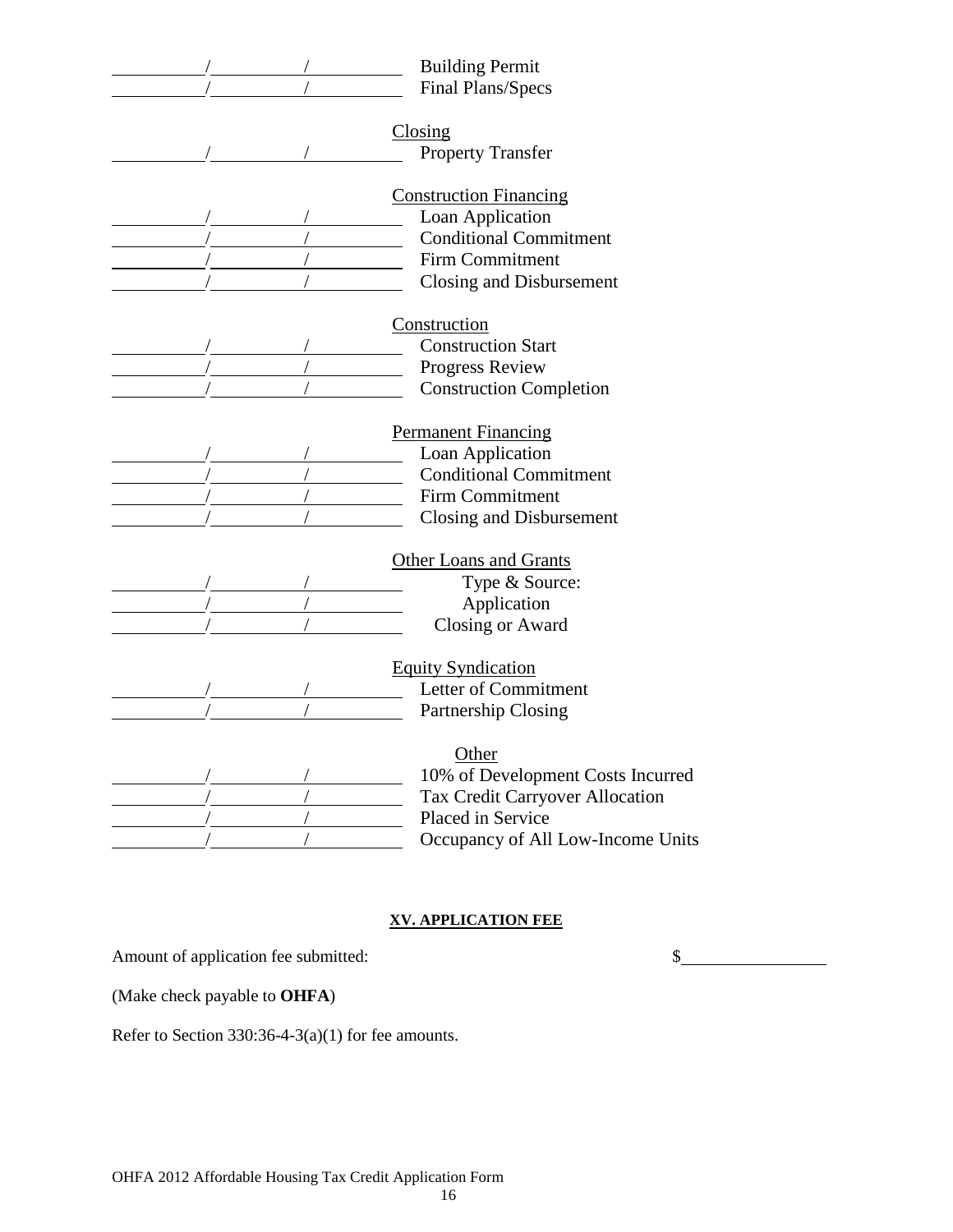\_\_\_\_\_/\_\_\_\_\_/\_\_\_\_\_ Building Permit
\_\_\_\_\_/\_\_\_\_\_/\_\_\_\_\_ Final Plans/Specs

<u>Closing</u>

\_\_\_\_\_/\_\_\_\_\_/\_\_\_\_\_ Property Transfer

<u>Construction Financing</u>

\_\_\_\_\_/\_\_\_\_\_/\_\_\_\_\_ Loan Application
\_\_\_\_\_/\_\_\_\_\_/\_\_\_\_\_ Conditional Commitment
\_\_\_\_\_/\_\_\_\_\_/\_\_\_\_\_ Firm Commitment
\_\_\_\_\_/\_\_\_\_\_/\_\_\_\_\_ Closing and Disbursement

<u>Construction</u>

\_\_\_\_\_/\_\_\_\_\_/\_\_\_\_\_ Construction Start
\_\_\_\_\_/\_\_\_\_\_/\_\_\_\_\_ Progress Review
\_\_\_\_\_/\_\_\_\_\_/\_\_\_\_\_ Construction Completion

<u>Permanent Financing</u>

\_\_\_\_\_/\_\_\_\_\_/\_\_\_\_\_ Loan Application
\_\_\_\_\_/\_\_\_\_\_/\_\_\_\_\_ Conditional Commitment
\_\_\_\_\_/\_\_\_\_\_/\_\_\_\_\_ Firm Commitment
\_\_\_\_\_/\_\_\_\_\_/\_\_\_\_\_ Closing and Disbursement

<u>Other Loans and Grants</u>

\_\_\_\_\_/\_\_\_\_\_/\_\_\_\_\_ Type & Source:
\_\_\_\_\_/\_\_\_\_\_/\_\_\_\_\_ Application
\_\_\_\_\_/\_\_\_\_\_/\_\_\_\_\_ Closing or Award

<u>Equity Syndication</u>

\_\_\_\_\_/\_\_\_\_\_/\_\_\_\_\_ Letter of Commitment
\_\_\_\_\_/\_\_\_\_\_/\_\_\_\_\_ Partnership Closing

<u>Other</u>

\_\_\_\_\_/\_\_\_\_\_/\_\_\_\_\_ 10% of Development Costs Incurred
\_\_\_\_\_/\_\_\_\_\_/\_\_\_\_\_ Tax Credit Carryover Allocation
\_\_\_\_\_/\_\_\_\_\_/\_\_\_\_\_ Placed in Service
\_\_\_\_\_/\_\_\_\_\_/\_\_\_\_\_ Occupancy of All Low-Income Units

## XV. APPLICATION FEE

Amount of application fee submitted: $\_\_\_\_\_\_\_\_\_\_

(Make check payable to **OHFA**)

Refer to Section 330:36-4-3(a)(1) for fee amounts.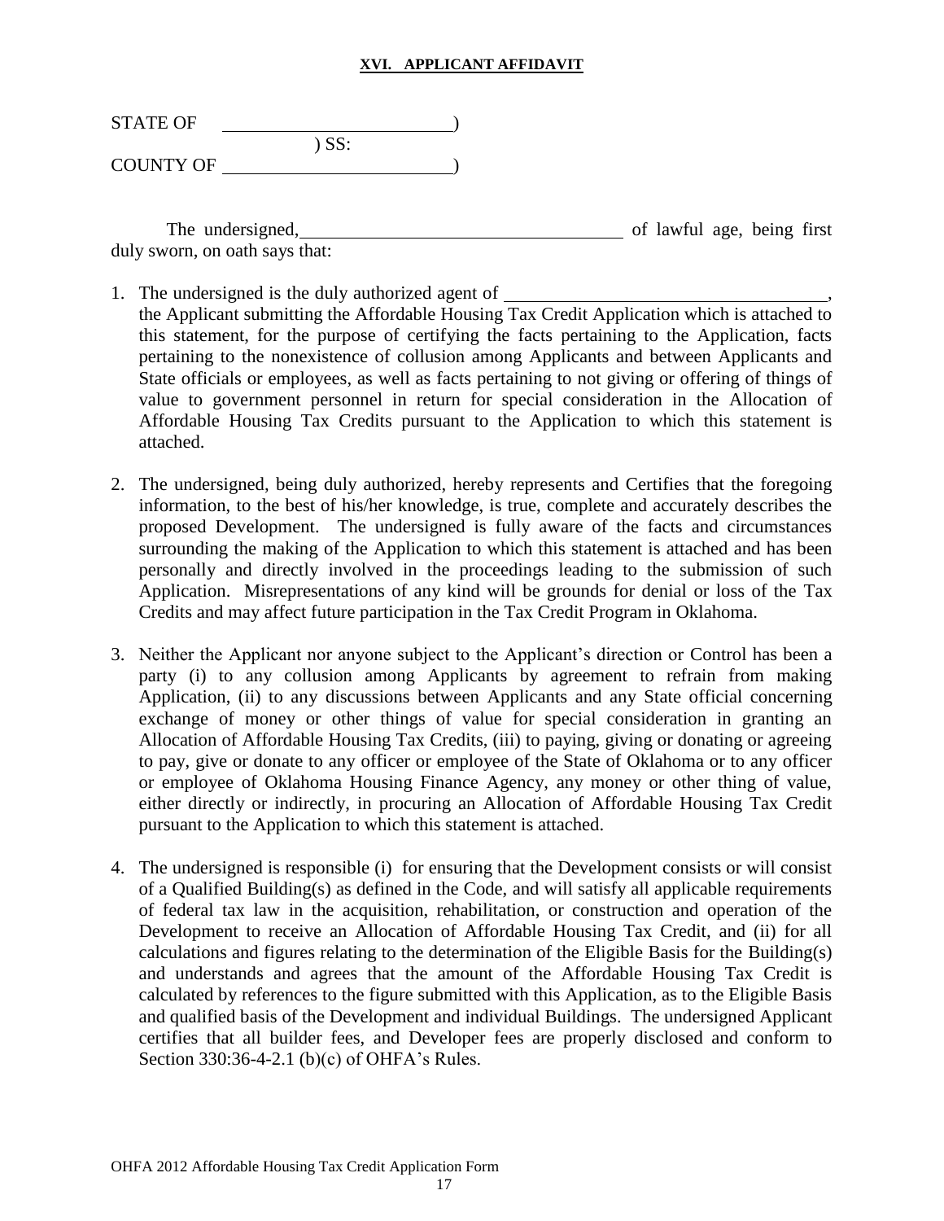## XVI. APPLICANT AFFIDAVIT

STATE OF \_\_\_\_\_\_\_\_\_\_\_\_\_\_\_\_\_\_\_\_\_\_\_\_)
) SS:
COUNTY OF \_\_\_\_\_\_\_\_\_\_\_\_\_\_\_\_\_\_\_\_\_\_\_\_)

The undersigned, \_\_\_\_\_\_\_\_\_\_\_\_\_\_\_\_\_\_\_\_\_\_\_\_\_\_\_\_\_\_\_\_\_\_ of lawful age, being first duly sworn, on oath says that:

1. The undersigned is the duly authorized agent of \_\_\_\_\_\_\_\_\_\_\_\_\_\_\_\_\_\_\_\_\_\_\_\_\_\_\_\_\_\_\_\_\_\_, the Applicant submitting the Affordable Housing Tax Credit Application which is attached to this statement, for the purpose of certifying the facts pertaining to the Application, facts pertaining to the nonexistence of collusion among Applicants and between Applicants and State officials or employees, as well as facts pertaining to not giving or offering of things of value to government personnel in return for special consideration in the Allocation of Affordable Housing Tax Credits pursuant to the Application to which this statement is attached.

2. The undersigned, being duly authorized, hereby represents and Certifies that the foregoing information, to the best of his/her knowledge, is true, complete and accurately describes the proposed Development. The undersigned is fully aware of the facts and circumstances surrounding the making of the Application to which this statement is attached and has been personally and directly involved in the proceedings leading to the submission of such Application. Misrepresentations of any kind will be grounds for denial or loss of the Tax Credits and may affect future participation in the Tax Credit Program in Oklahoma.

3. Neither the Applicant nor anyone subject to the Applicant's direction or Control has been a party (i) to any collusion among Applicants by agreement to refrain from making Application, (ii) to any discussions between Applicants and any State official concerning exchange of money or other things of value for special consideration in granting an Allocation of Affordable Housing Tax Credits, (iii) to paying, giving or donating or agreeing to pay, give or donate to any officer or employee of the State of Oklahoma or to any officer or employee of Oklahoma Housing Finance Agency, any money or other thing of value, either directly or indirectly, in procuring an Allocation of Affordable Housing Tax Credit pursuant to the Application to which this statement is attached.

4. The undersigned is responsible (i) for ensuring that the Development consists or will consist of a Qualified Building(s) as defined in the Code, and will satisfy all applicable requirements of federal tax law in the acquisition, rehabilitation, or construction and operation of the Development to receive an Allocation of Affordable Housing Tax Credit, and (ii) for all calculations and figures relating to the determination of the Eligible Basis for the Building(s) and understands and agrees that the amount of the Affordable Housing Tax Credit is calculated by references to the figure submitted with this Application, as to the Eligible Basis and qualified basis of the Development and individual Buildings. The undersigned Applicant certifies that all builder fees, and Developer fees are properly disclosed and conform to Section 330:36-4-2.1 (b)(c) of OHFA's Rules.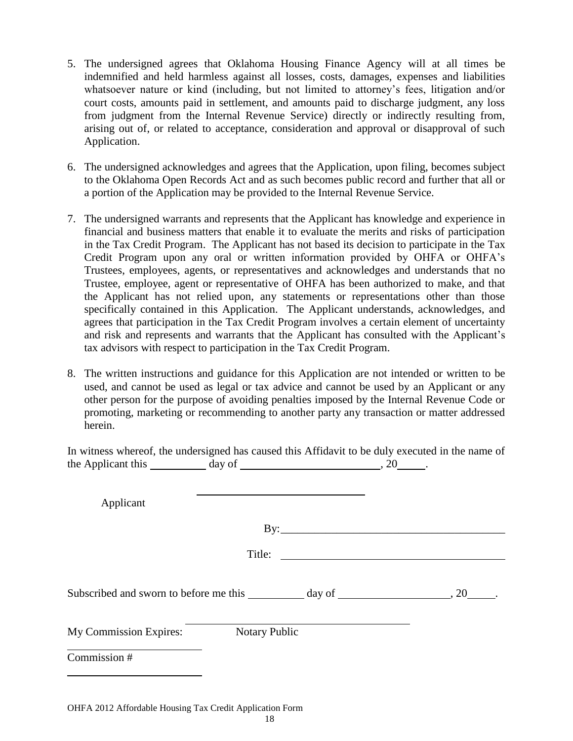5. The undersigned agrees that Oklahoma Housing Finance Agency will at all times be indemnified and held harmless against all losses, costs, damages, expenses and liabilities whatsoever nature or kind (including, but not limited to attorney's fees, litigation and/or court costs, amounts paid in settlement, and amounts paid to discharge judgment, any loss from judgment from the Internal Revenue Service) directly or indirectly resulting from, arising out of, or related to acceptance, consideration and approval or disapproval of such Application.

6. The undersigned acknowledges and agrees that the Application, upon filing, becomes subject to the Oklahoma Open Records Act and as such becomes public record and further that all or a portion of the Application may be provided to the Internal Revenue Service.

7. The undersigned warrants and represents that the Applicant has knowledge and experience in financial and business matters that enable it to evaluate the merits and risks of participation in the Tax Credit Program. The Applicant has not based its decision to participate in the Tax Credit Program upon any oral or written information provided by OHFA or OHFA's Trustees, employees, agents, or representatives and acknowledges and understands that no Trustee, employee, agent or representative of OHFA has been authorized to make, and that the Applicant has not relied upon, any statements or representations other than those specifically contained in this Application. The Applicant understands, acknowledges, and agrees that participation in the Tax Credit Program involves a certain element of uncertainty and risk and represents and warrants that the Applicant has consulted with the Applicant's tax advisors with respect to participation in the Tax Credit Program.

8. The written instructions and guidance for this Application are not intended or written to be used, and cannot be used as legal or tax advice and cannot be used by an Applicant or any other person for the purpose of avoiding penalties imposed by the Internal Revenue Code or promoting, marketing or recommending to another party any transaction or matter addressed herein.

In witness whereof, the undersigned has caused this Affidavit to be duly executed in the name of the Applicant this __________ day of __________________________, 20_____.

Applicant ______________________________

By: ________________________________________

Title: ________________________________________

Subscribed and sworn to before me this __________ day of ____________________, 20_____.

My Commission Expires: ________________________ Notary Public

________________________

Commission #

________________________

OHFA 2012 Affordable Housing Tax Credit Application Form